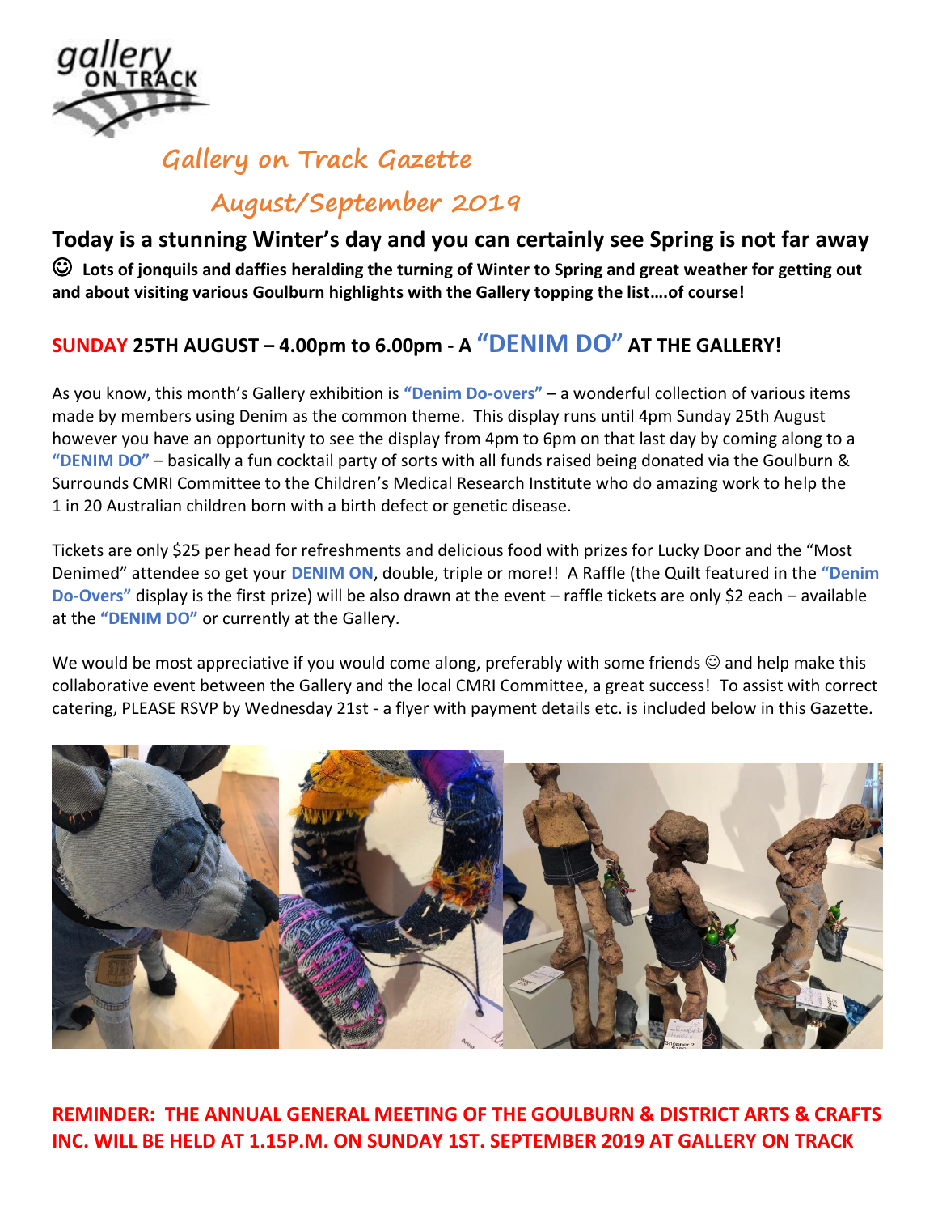gallery ON TRACK

# Gallery on Track Gazette

## August/September 2019

**Today is a stunning Winter's day and you can certainly see Spring is not far away**

**☺ Lots of jonquils and daffies heralding the turning of Winter to Spring and great weather for getting out and about visiting various Goulburn highlights with the Gallery topping the list….of course!**

## SUNDAY 25TH AUGUST – 4.00pm to 6.00pm - A "DENIM DO" AT THE GALLERY!

As you know, this month's Gallery exhibition is **"Denim Do-overs"** – a wonderful collection of various items made by members using Denim as the common theme. This display runs until 4pm Sunday 25th August however you have an opportunity to see the display from 4pm to 6pm on that last day by coming along to a **"DENIM DO"** – basically a fun cocktail party of sorts with all funds raised being donated via the Goulburn & Surrounds CMRI Committee to the Children's Medical Research Institute who do amazing work to help the 1 in 20 Australian children born with a birth defect or genetic disease.

Tickets are only $25 per head for refreshments and delicious food with prizes for Lucky Door and the "Most Denimed" attendee so get your **DENIM ON**, double, triple or more!! A Raffle (the Quilt featured in the **"Denim Do-Overs"** display is the first prize) will be also drawn at the event – raffle tickets are only $2 each – available at the **"DENIM DO"** or currently at the Gallery.

We would be most appreciative if you would come along, preferably with some friends ☺ and help make this collaborative event between the Gallery and the local CMRI Committee, a great success! To assist with correct catering, PLEASE RSVP by Wednesday 21st - a flyer with payment details etc. is included below in this Gazette.

**REMINDER: THE ANNUAL GENERAL MEETING OF THE GOULBURN & DISTRICT ARTS & CRAFTS INC. WILL BE HELD AT 1.15P.M. ON SUNDAY 1ST. SEPTEMBER 2019 AT GALLERY ON TRACK**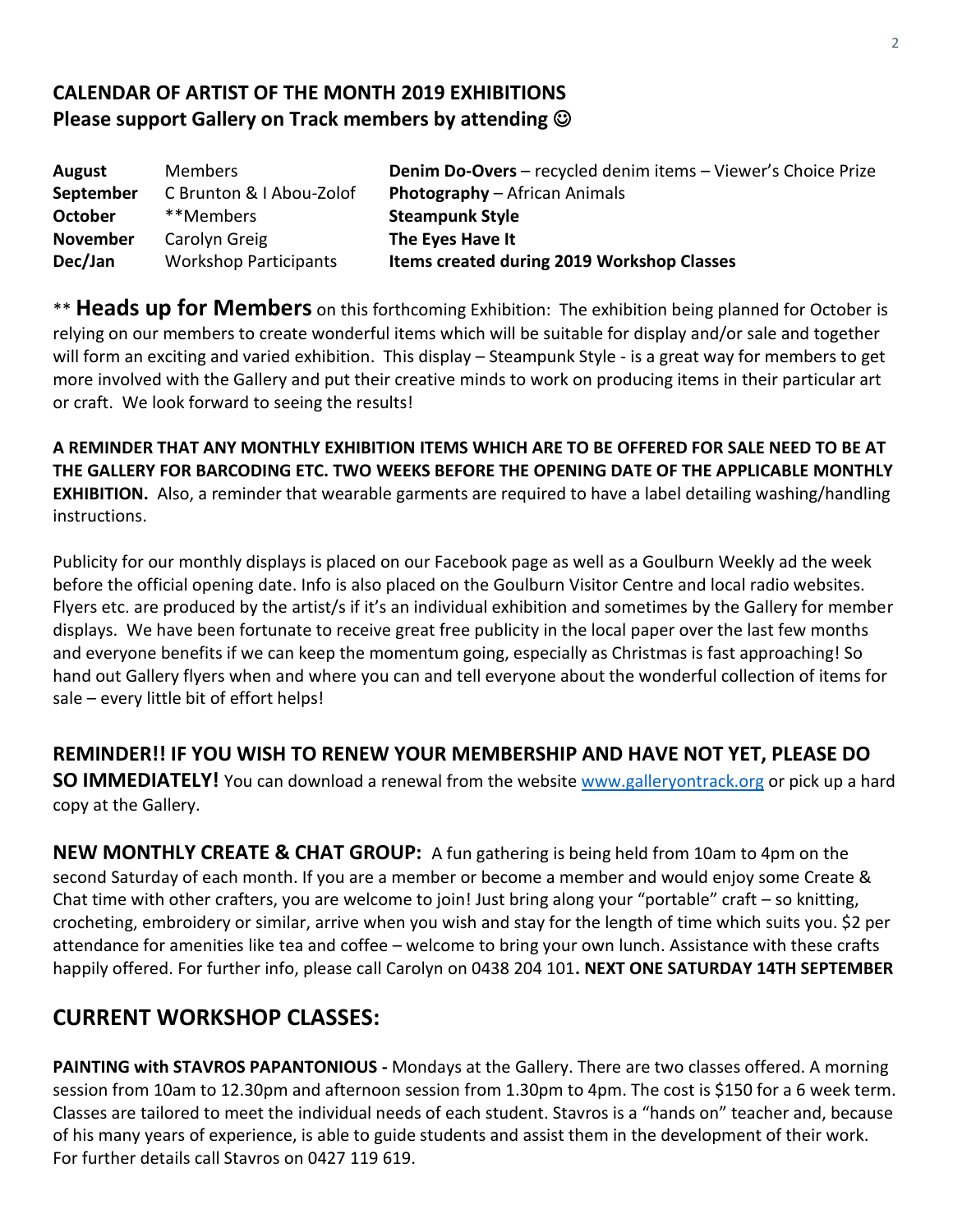## CALENDAR OF ARTIST OF THE MONTH 2019 EXHIBITIONS

**Please support Gallery on Track members by attending ☺**

| | | |
|---|---|---|
| **August** | Members | **Denim Do-Overs** – recycled denim items – Viewer's Choice Prize |
| **September** | C Brunton & I Abou-Zolof | **Photography** – African Animals |
| **October** | **Members | **Steampunk Style** |
| **November** | Carolyn Greig | **The Eyes Have It** |
| **Dec/Jan** | Workshop Participants | **Items created during 2019 Workshop Classes** |

** **Heads up for Members** on this forthcoming Exhibition: The exhibition being planned for October is relying on our members to create wonderful items which will be suitable for display and/or sale and together will form an exciting and varied exhibition. This display – Steampunk Style - is a great way for members to get more involved with the Gallery and put their creative minds to work on producing items in their particular art or craft. We look forward to seeing the results!

**A REMINDER THAT ANY MONTHLY EXHIBITION ITEMS WHICH ARE TO BE OFFERED FOR SALE NEED TO BE AT THE GALLERY FOR BARCODING ETC. TWO WEEKS BEFORE THE OPENING DATE OF THE APPLICABLE MONTHLY EXHIBITION.** Also, a reminder that wearable garments are required to have a label detailing washing/handling instructions.

Publicity for our monthly displays is placed on our Facebook page as well as a Goulburn Weekly ad the week before the official opening date. Info is also placed on the Goulburn Visitor Centre and local radio websites. Flyers etc. are produced by the artist/s if it's an individual exhibition and sometimes by the Gallery for member displays. We have been fortunate to receive great free publicity in the local paper over the last few months and everyone benefits if we can keep the momentum going, especially as Christmas is fast approaching! So hand out Gallery flyers when and where you can and tell everyone about the wonderful collection of items for sale – every little bit of effort helps!

**REMINDER!! IF YOU WISH TO RENEW YOUR MEMBERSHIP AND HAVE NOT YET, PLEASE DO SO IMMEDIATELY!** You can download a renewal from the website [www.galleryontrack.org](http://www.galleryontrack.org) or pick up a hard copy at the Gallery.

**NEW MONTHLY CREATE & CHAT GROUP:** A fun gathering is being held from 10am to 4pm on the second Saturday of each month. If you are a member or become a member and would enjoy some Create & Chat time with other crafters, you are welcome to join! Just bring along your "portable" craft – so knitting, crocheting, embroidery or similar, arrive when you wish and stay for the length of time which suits you. $2 per attendance for amenities like tea and coffee – welcome to bring your own lunch. Assistance with these crafts happily offered. For further info, please call Carolyn on 0438 204 101**. NEXT ONE SATURDAY 14TH SEPTEMBER**

## CURRENT WORKSHOP CLASSES:

**PAINTING with STAVROS PAPANTONIOUS -** Mondays at the Gallery. There are two classes offered. A morning session from 10am to 12.30pm and afternoon session from 1.30pm to 4pm. The cost is $150 for a 6 week term. Classes are tailored to meet the individual needs of each student. Stavros is a "hands on" teacher and, because of his many years of experience, is able to guide students and assist them in the development of their work. For further details call Stavros on 0427 119 619.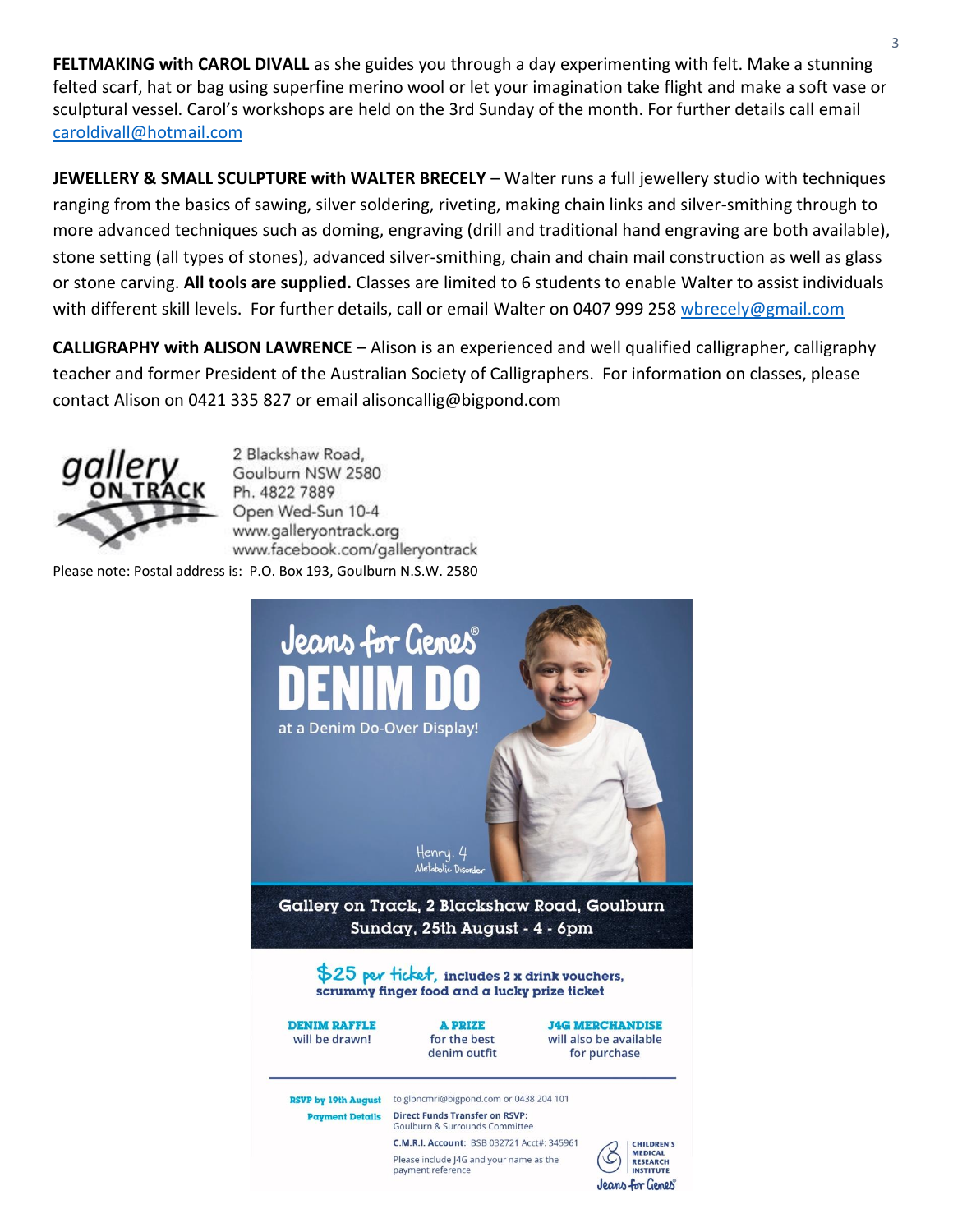**FELTMAKING with CAROL DIVALL** as she guides you through a day experimenting with felt. Make a stunning felted scarf, hat or bag using superfine merino wool or let your imagination take flight and make a soft vase or sculptural vessel. Carol's workshops are held on the 3rd Sunday of the month. For further details call email caroldivall@hotmail.com

**JEWELLERY & SMALL SCULPTURE with WALTER BRECELY** – Walter runs a full jewellery studio with techniques ranging from the basics of sawing, silver soldering, riveting, making chain links and silver-smithing through to more advanced techniques such as doming, engraving (drill and traditional hand engraving are both available), stone setting (all types of stones), advanced silver-smithing, chain and chain mail construction as well as glass or stone carving. **All tools are supplied.** Classes are limited to 6 students to enable Walter to assist individuals with different skill levels. For further details, call or email Walter on 0407 999 258 wbrecely@gmail.com

**CALLIGRAPHY with ALISON LAWRENCE** – Alison is an experienced and well qualified calligrapher, calligraphy teacher and former President of the Australian Society of Calligraphers. For information on classes, please contact Alison on 0421 335 827 or email alisoncallig@bigpond.com

gallery ON TRACK

2 Blackshaw Road,
Goulburn NSW 2580
Ph. 4822 7889
Open Wed-Sun 10-4
www.galleryontrack.org
www.facebook.com/galleryontrack

Please note: Postal address is: P.O. Box 193, Goulburn N.S.W. 2580

Jeans for Genes®
**DENIM DO**
at a Denim Do-Over Display!

Henry, 4
Metabolic Disorder

**Gallery on Track, 2 Blackshaw Road, Goulburn**
**Sunday, 25th August - 4 - 6pm**

**$25 per ticket, includes 2 x drink vouchers, scrummy finger food and a lucky prize ticket**

**DENIM RAFFLE** will be drawn!

**A PRIZE** for the best denim outfit

**J4G MERCHANDISE** will also be available for purchase

**RSVP by 19th August** to glbncmri@bigpond.com or 0438 204 101

**Payment Details** Direct Funds Transfer on RSVP:
Goulburn & Surrounds Committee
C.M.R.I. Account: BSB 032721 Acct#: 345961
Please include J4G and your name as the payment reference

CHILDREN'S MEDICAL RESEARCH INSTITUTE
Jeans for Genes®